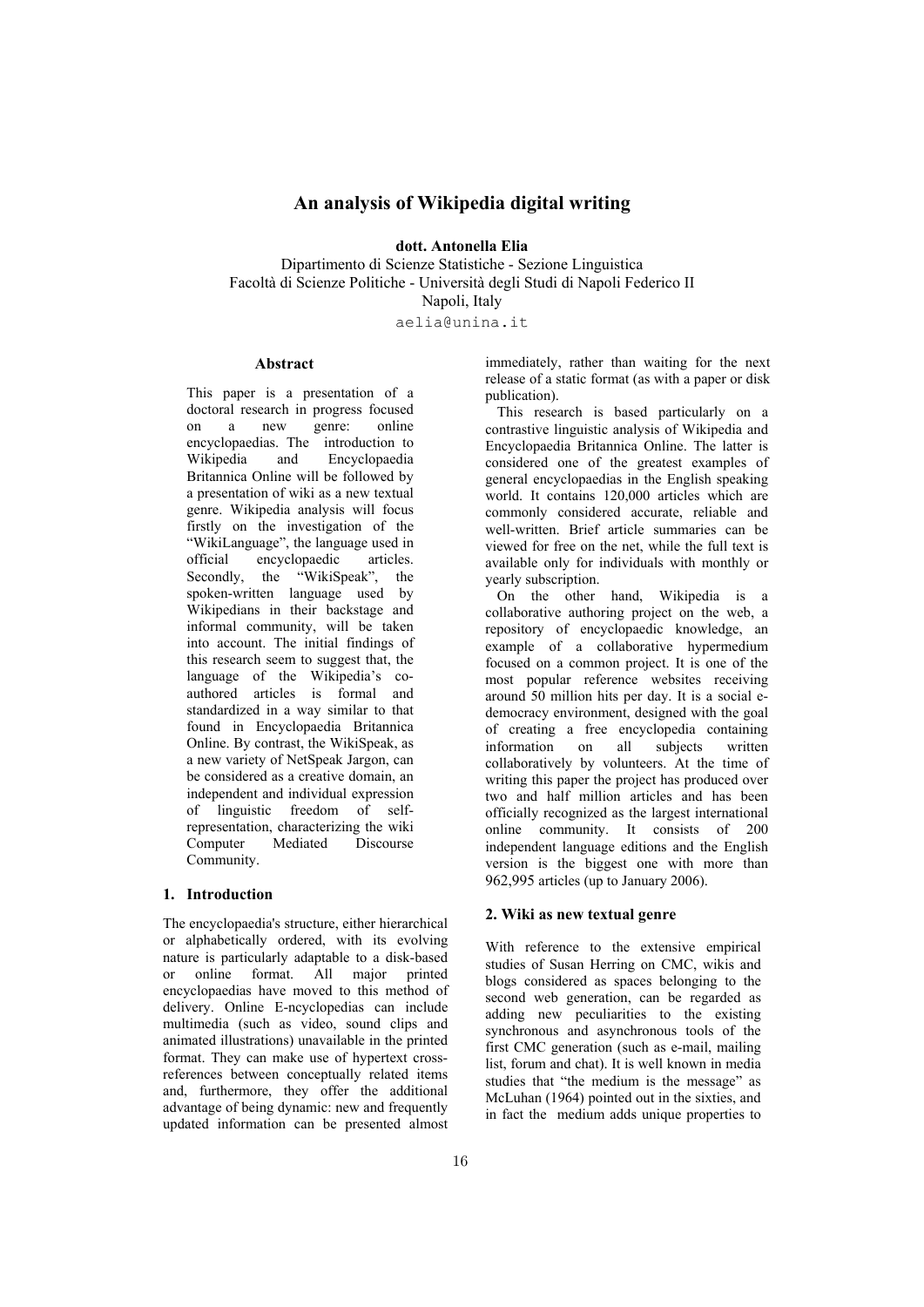# An analysis of Wikipedia digital writing

**dott. Antonella Elia**

Dipartimento di Scienze Statistiche - Sezione Linguistica
Facoltà di Scienze Politiche - Università degli Studi di Napoli Federico II
Napoli, Italy
aelia@unina.it

## Abstract

This paper is a presentation of a doctoral research in progress focused on a new genre: online encyclopaedias. The introduction to Wikipedia and Encyclopaedia Britannica Online will be followed by a presentation of wiki as a new textual genre. Wikipedia analysis will focus firstly on the investigation of the "WikiLanguage", the language used in official encyclopaedic articles. Secondly, the "WikiSpeak", the spoken-written language used by Wikipedians in their backstage and informal community, will be taken into account. The initial findings of this research seem to suggest that, the language of the Wikipedia's co-authored articles is formal and standardized in a way similar to that found in Encyclopaedia Britannica Online. By contrast, the WikiSpeak, as a new variety of NetSpeak Jargon, can be considered as a creative domain, an independent and individual expression of linguistic freedom of self-representation, characterizing the wiki Computer Mediated Discourse Community.

## 1. Introduction

The encyclopaedia's structure, either hierarchical or alphabetically ordered, with its evolving nature is particularly adaptable to a disk-based or online format. All major printed encyclopaedias have moved to this method of delivery. Online E-ncyclopedias can include multimedia (such as video, sound clips and animated illustrations) unavailable in the printed format. They can make use of hypertext cross-references between conceptually related items and, furthermore, they offer the additional advantage of being dynamic: new and frequently updated information can be presented almost immediately, rather than waiting for the next release of a static format (as with a paper or disk publication).

This research is based particularly on a contrastive linguistic analysis of Wikipedia and Encyclopaedia Britannica Online. The latter is considered one of the greatest examples of general encyclopaedias in the English speaking world. It contains 120,000 articles which are commonly considered accurate, reliable and well-written. Brief article summaries can be viewed for free on the net, while the full text is available only for individuals with monthly or yearly subscription.

On the other hand, Wikipedia is a collaborative authoring project on the web, a repository of encyclopaedic knowledge, an example of a collaborative hypermedium focused on a common project. It is one of the most popular reference websites receiving around 50 million hits per day. It is a social e-democracy environment, designed with the goal of creating a free encyclopedia containing information on all subjects written collaboratively by volunteers. At the time of writing this paper the project has produced over two and half million articles and has been officially recognized as the largest international online community. It consists of 200 independent language editions and the English version is the biggest one with more than 962,995 articles (up to January 2006).

## 2. Wiki as new textual genre

With reference to the extensive empirical studies of Susan Herring on CMC, wikis and blogs considered as spaces belonging to the second web generation, can be regarded as adding new peculiarities to the existing synchronous and asynchronous tools of the first CMC generation (such as e-mail, mailing list, forum and chat). It is well known in media studies that "the medium is the message" as McLuhan (1964) pointed out in the sixties, and in fact the medium adds unique properties to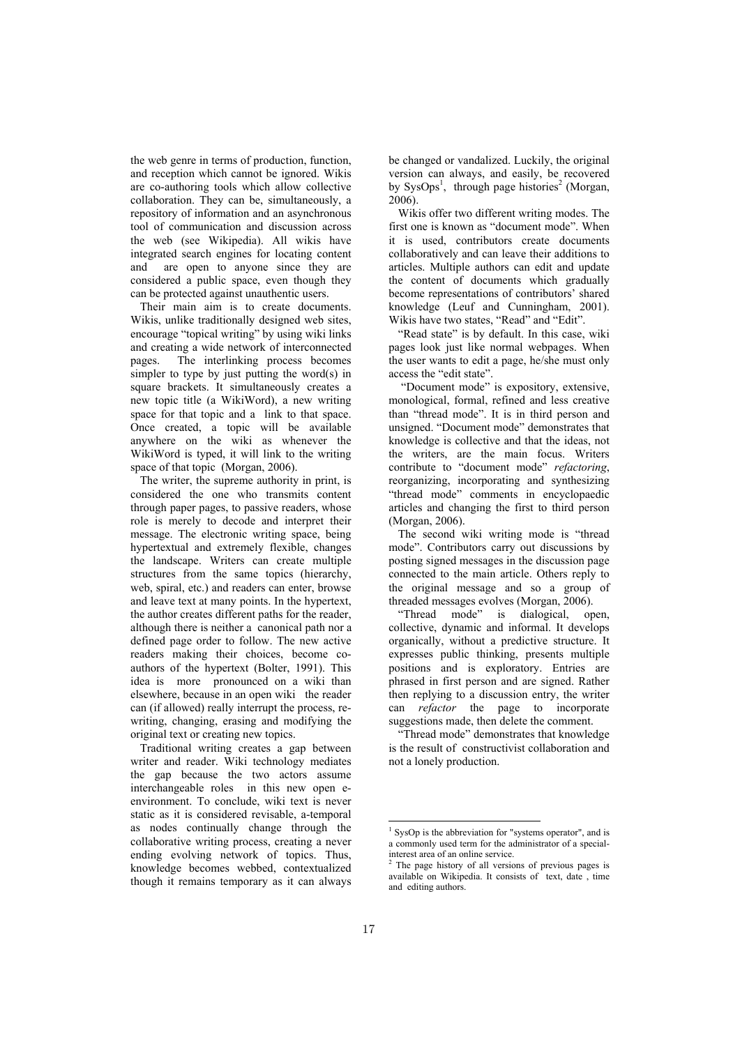the web genre in terms of production, function, and reception which cannot be ignored. Wikis are co-authoring tools which allow collective collaboration. They can be, simultaneously, a repository of information and an asynchronous tool of communication and discussion across the web (see Wikipedia). All wikis have integrated search engines for locating content and are open to anyone since they are considered a public space, even though they can be protected against unauthentic users.

Their main aim is to create documents. Wikis, unlike traditionally designed web sites, encourage "topical writing" by using wiki links and creating a wide network of interconnected pages. The interlinking process becomes simpler to type by just putting the word(s) in square brackets. It simultaneously creates a new topic title (a WikiWord), a new writing space for that topic and a link to that space. Once created, a topic will be available anywhere on the wiki as whenever the WikiWord is typed, it will link to the writing space of that topic (Morgan, 2006).

The writer, the supreme authority in print, is considered the one who transmits content through paper pages, to passive readers, whose role is merely to decode and interpret their message. The electronic writing space, being hypertextual and extremely flexible, changes the landscape. Writers can create multiple structures from the same topics (hierarchy, web, spiral, etc.) and readers can enter, browse and leave text at many points. In the hypertext, the author creates different paths for the reader, although there is neither a canonical path nor a defined page order to follow. The new active readers making their choices, become co-authors of the hypertext (Bolter, 1991). This idea is more pronounced on a wiki than elsewhere, because in an open wiki the reader can (if allowed) really interrupt the process, re-writing, changing, erasing and modifying the original text or creating new topics.

Traditional writing creates a gap between writer and reader. Wiki technology mediates the gap because the two actors assume interchangeable roles in this new open e-environment. To conclude, wiki text is never static as it is considered revisable, a-temporal as nodes continually change through the collaborative writing process, creating a never ending evolving network of topics. Thus, knowledge becomes webbed, contextualized though it remains temporary as it can always be changed or vandalized. Luckily, the original version can always, and easily, be recovered by SysOps[1], through page histories[2] (Morgan, 2006).

Wikis offer two different writing modes. The first one is known as "document mode". When it is used, contributors create documents collaboratively and can leave their additions to articles. Multiple authors can edit and update the content of documents which gradually become representations of contributors' shared knowledge (Leuf and Cunningham, 2001). Wikis have two states, "Read" and "Edit".

"Read state" is by default. In this case, wiki pages look just like normal webpages. When the user wants to edit a page, he/she must only access the "edit state".

"Document mode" is expository, extensive, monological, formal, refined and less creative than "thread mode". It is in third person and unsigned. "Document mode" demonstrates that knowledge is collective and that the ideas, not the writers, are the main focus. Writers contribute to "document mode" *refactoring*, reorganizing, incorporating and synthesizing "thread mode" comments in encyclopaedic articles and changing the first to third person (Morgan, 2006).

The second wiki writing mode is "thread mode". Contributors carry out discussions by posting signed messages in the discussion page connected to the main article. Others reply to the original message and so a group of threaded messages evolves (Morgan, 2006).

"Thread mode" is dialogical, open, collective, dynamic and informal. It develops organically, without a predictive structure. It expresses public thinking, presents multiple positions and is exploratory. Entries are phrased in first person and are signed. Rather then replying to a discussion entry, the writer can *refactor* the page to incorporate suggestions made, then delete the comment.

"Thread mode" demonstrates that knowledge is the result of constructivist collaboration and not a lonely production.

---

[1] SysOp is the abbreviation for "systems operator", and is a commonly used term for the administrator of a special-interest area of an online service.

[2] The page history of all versions of previous pages is available on Wikipedia. It consists of text, date , time and editing authors.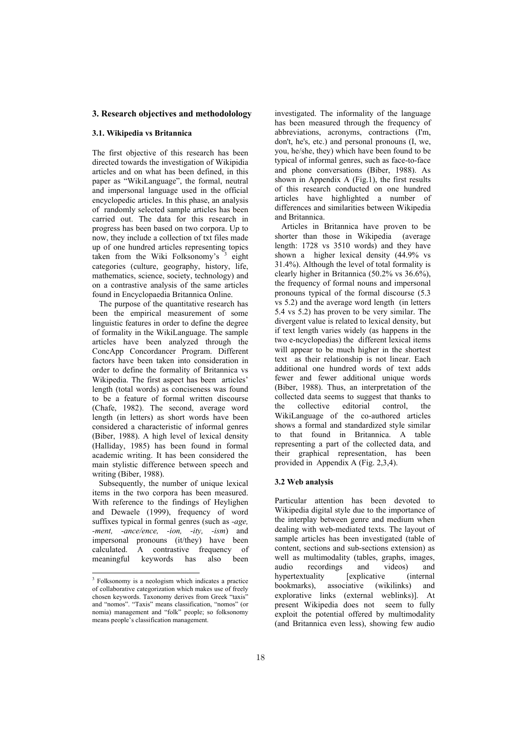### 3. Research objectives and methodolology

#### 3.1. Wikipedia vs Britannica

The first objective of this research has been directed towards the investigation of Wikipidia articles and on what has been defined, in this paper as "WikiLanguage", the formal, neutral and impersonal language used in the official encyclopedic articles. In this phase, an analysis of randomly selected sample articles has been carried out. The data for this research in progress has been based on two corpora. Up to now, they include a collection of txt files made up of one hundred articles representing topics taken from the Wiki Folksonomy's [3] eight categories (culture, geography, history, life, mathematics, science, society, technology) and on a contrastive analysis of the same articles found in Encyclopaedia Britannica Online.

The purpose of the quantitative research has been the empirical measurement of some linguistic features in order to define the degree of formality in the WikiLanguage. The sample articles have been analyzed through the ConcApp Concordancer Program. Different factors have been taken into consideration in order to define the formality of Britannica vs Wikipedia. The first aspect has been articles' length (total words) as conciseness was found to be a feature of formal written discourse (Chafe, 1982). The second, average word length (in letters) as short words have been considered a characteristic of informal genres (Biber, 1988). A high level of lexical density (Halliday, 1985) has been found in formal academic writing. It has been considered the main stylistic difference between speech and writing (Biber, 1988).

Subsequently, the number of unique lexical items in the two corpora has been measured. With reference to the findings of Heylighen and Dewaele (1999), frequency of word suffixes typical in formal genres (such as *-age, -ment, -ance/ence, -ion, -ity, -ism*) and impersonal pronouns (it/they) have been calculated. A contrastive frequency of meaningful keywords has also been investigated. The informality of the language has been measured through the frequency of abbreviations, acronyms, contractions (I'm, don't, he's, etc.) and personal pronouns (I, we, you, he/she, they) which have been found to be typical of informal genres, such as face-to-face and phone conversations (Biber, 1988). As shown in Appendix A (Fig.1), the first results of this research conducted on one hundred articles have highlighted a number of differences and similarities between Wikipedia and Britannica.

Articles in Britannica have proven to be shorter than those in Wikipedia (average length: 1728 vs 3510 words) and they have shown a higher lexical density (44.9% vs 31.4%). Although the level of total formality is clearly higher in Britannica (50.2% vs 36.6%), the frequency of formal nouns and impersonal pronouns typical of the formal discourse (5.3 vs 5.2) and the average word length (in letters 5.4 vs 5.2) has proven to be very similar. The divergent value is related to lexical density, but if text length varies widely (as happens in the two e-ncyclopedias) the different lexical items will appear to be much higher in the shortest text as their relationship is not linear. Each additional one hundred words of text adds fewer and fewer additional unique words (Biber, 1988). Thus, an interpretation of the collected data seems to suggest that thanks to the collective editorial control, the WikiLanguage of the co-authored articles shows a formal and standardized style similar to that found in Britannica. A table representing a part of the collected data, and their graphical representation, has been provided in Appendix A (Fig. 2,3,4).

#### 3.2 Web analysis

Particular attention has been devoted to Wikipedia digital style due to the importance of the interplay between genre and medium when dealing with web-mediated texts. The layout of sample articles has been investigated (table of content, sections and sub-sections extension) as well as multimodality (tables, graphs, images, audio recordings and videos) and hypertextuality [explicative (internal bookmarks), associative (wikilinks) and explorative links (external weblinks)]. At present Wikipedia does not seem to fully exploit the potential offered by multimodality (and Britannica even less), showing few audio

[3] Folksonomy is a neologism which indicates a practice of collaborative categorization which makes use of freely chosen keywords. Taxonomy derives from Greek "taxis" and "nomos". "Taxis" means classification, "nomos" (or nomia) management and "folk" people; so folksonomy means people's classification management.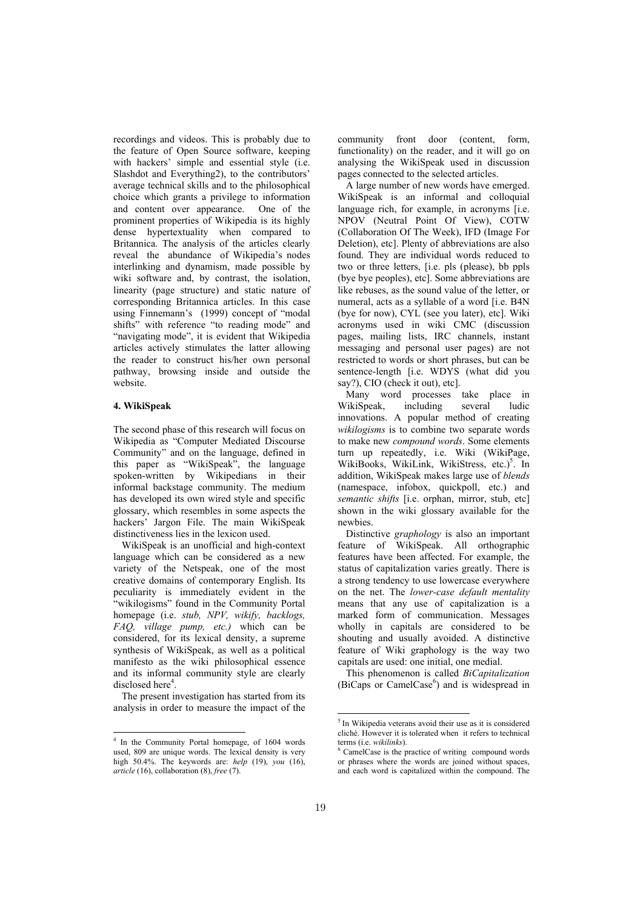recordings and videos. This is probably due to the feature of Open Source software, keeping with hackers' simple and essential style (i.e. Slashdot and Everything2), to the contributors' average technical skills and to the philosophical choice which grants a privilege to information and content over appearance. One of the prominent properties of Wikipedia is its highly dense hypertextuality when compared to Britannica. The analysis of the articles clearly reveal the abundance of Wikipedia's nodes interlinking and dynamism, made possible by wiki software and, by contrast, the isolation, linearity (page structure) and static nature of corresponding Britannica articles. In this case using Finnemann's (1999) concept of "modal shifts" with reference "to reading mode" and "navigating mode", it is evident that Wikipedia articles actively stimulates the latter allowing the reader to construct his/her own personal pathway, browsing inside and outside the website.

## 4. WikiSpeak

The second phase of this research will focus on Wikipedia as "Computer Mediated Discourse Community" and on the language, defined in this paper as "WikiSpeak", the language spoken-written by Wikipedians in their informal backstage community. The medium has developed its own wired style and specific glossary, which resembles in some aspects the hackers' Jargon File. The main WikiSpeak distinctiveness lies in the lexicon used.

WikiSpeak is an unofficial and high-context language which can be considered as a new variety of the Netspeak, one of the most creative domains of contemporary English. Its peculiarity is immediately evident in the "wikilogisms" found in the Community Portal homepage (i.e. *stub, NPV, wikify, backlogs, FAQ, village pump, etc.)* which can be considered, for its lexical density, a supreme synthesis of WikiSpeak, as well as a political manifesto as the wiki philosophical essence and its informal community style are clearly disclosed here[4].

The present investigation has started from its analysis in order to measure the impact of the community front door (content, form, functionality) on the reader, and it will go on analysing the WikiSpeak used in discussion pages connected to the selected articles.

A large number of new words have emerged. WikiSpeak is an informal and colloquial language rich, for example, in acronyms [i.e. NPOV (Neutral Point Of View), COTW (Collaboration Of The Week), IFD (Image For Deletion), etc]. Plenty of abbreviations are also found. They are individual words reduced to two or three letters, [i.e. pls (please), bb ppls (bye bye peoples), etc]. Some abbreviations are like rebuses, as the sound value of the letter, or numeral, acts as a syllable of a word [i.e. B4N (bye for now), CYL (see you later), etc]. Wiki acronyms used in wiki CMC (discussion pages, mailing lists, IRC channels, instant messaging and personal user pages) are not restricted to words or short phrases, but can be sentence-length [i.e. WDYS (what did you say?), CIO (check it out), etc].

Many word processes take place in WikiSpeak, including several ludic innovations. A popular method of creating *wikilogisms* is to combine two separate words to make new *compound words*. Some elements turn up repeatedly, i.e. Wiki (WikiPage, WikiBooks, WikiLink, WikiStress, etc.)[5]. In addition, WikiSpeak makes large use of *blends* (namespace, infobox, quickpoll, etc.) and *semantic shifts* [i.e. orphan, mirror, stub, etc] shown in the wiki glossary available for the newbies.

Distinctive *graphology* is also an important feature of WikiSpeak. All orthographic features have been affected. For example, the status of capitalization varies greatly. There is a strong tendency to use lowercase everywhere on the net. The *lower-case default mentality* means that any use of capitalization is a marked form of communication. Messages wholly in capitals are considered to be shouting and usually avoided. A distinctive feature of Wiki graphology is the way two capitals are used: one initial, one medial.

This phenomenon is called *BiCapitalization* (BiCaps or CamelCase[6]) and is widespread in

---

[4] In the Community Portal homepage, of 1604 words used, 809 are unique words. The lexical density is very high 50.4%. The keywords are: *help* (19), *you* (16), *article* (16), collaboration (8), *free* (7).

[5] In Wikipedia veterans avoid their use as it is considered cliché. However it is tolerated when it refers to technical terms (i.e. *wikilinks*).

[6] CamelCase is the practice of writing compound words or phrases where the words are joined without spaces, and each word is capitalized within the compound. The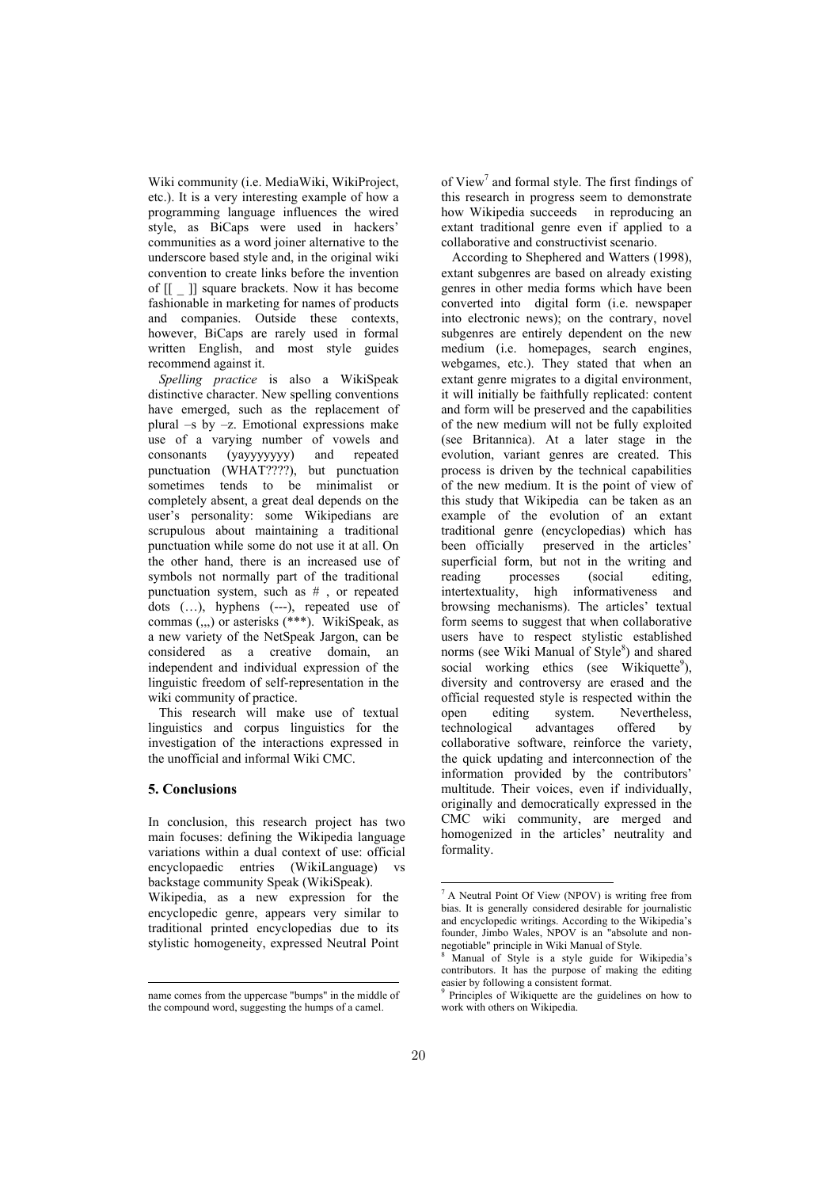Wiki community (i.e. MediaWiki, WikiProject, etc.). It is a very interesting example of how a programming language influences the wired style, as BiCaps were used in hackers' communities as a word joiner alternative to the underscore based style and, in the original wiki convention to create links before the invention of [[ _ ]] square brackets. Now it has become fashionable in marketing for names of products and companies. Outside these contexts, however, BiCaps are rarely used in formal written English, and most style guides recommend against it.

*Spelling practice* is also a WikiSpeak distinctive character. New spelling conventions have emerged, such as the replacement of plural –s by –z. Emotional expressions make use of a varying number of vowels and consonants (yayyyyyyy) and repeated punctuation (WHAT????), but punctuation sometimes tends to be minimalist or completely absent, a great deal depends on the user's personality: some Wikipedians are scrupulous about maintaining a traditional punctuation while some do not use it at all. On the other hand, there is an increased use of symbols not normally part of the traditional punctuation system, such as # , or repeated dots (…), hyphens (---), repeated use of commas (,,,) or asterisks (***). WikiSpeak, as a new variety of the NetSpeak Jargon, can be considered as a creative domain, an independent and individual expression of the linguistic freedom of self-representation in the wiki community of practice.

This research will make use of textual linguistics and corpus linguistics for the investigation of the interactions expressed in the unofficial and informal Wiki CMC.

## 5. Conclusions

In conclusion, this research project has two main focuses: defining the Wikipedia language variations within a dual context of use: official encyclopaedic entries (WikiLanguage) vs backstage community Speak (WikiSpeak).

Wikipedia, as a new expression for the encyclopedic genre, appears very similar to traditional printed encyclopedias due to its stylistic homogeneity, expressed Neutral Point of View[7] and formal style. The first findings of this research in progress seem to demonstrate how Wikipedia succeeds in reproducing an extant traditional genre even if applied to a collaborative and constructivist scenario.

According to Shephered and Watters (1998), extant subgenres are based on already existing genres in other media forms which have been converted into digital form (i.e. newspaper into electronic news); on the contrary, novel subgenres are entirely dependent on the new medium (i.e. homepages, search engines, webgames, etc.). They stated that when an extant genre migrates to a digital environment, it will initially be faithfully replicated: content and form will be preserved and the capabilities of the new medium will not be fully exploited (see Britannica). At a later stage in the evolution, variant genres are created. This process is driven by the technical capabilities of the new medium. It is the point of view of this study that Wikipedia can be taken as an example of the evolution of an extant traditional genre (encyclopedias) which has been officially preserved in the articles' superficial form, but not in the writing and reading processes (social editing, intertextuality, high informativeness and browsing mechanisms). The articles' textual form seems to suggest that when collaborative users have to respect stylistic established norms (see Wiki Manual of Style[8]) and shared social working ethics (see Wikiquette[9]), diversity and controversy are erased and the official requested style is respected within the open editing system. Nevertheless, technological advantages offered by collaborative software, reinforce the variety, the quick updating and interconnection of the information provided by the contributors' multitude. Their voices, even if individually, originally and democratically expressed in the CMC wiki community, are merged and homogenized in the articles' neutrality and formality.

---

name comes from the uppercase "bumps" in the middle of the compound word, suggesting the humps of a camel.

[7] A Neutral Point Of View (NPOV) is writing free from bias. It is generally considered desirable for journalistic and encyclopedic writings. According to the Wikipedia's founder, Jimbo Wales, NPOV is an "absolute and non-negotiable" principle in Wiki Manual of Style.

[8] Manual of Style is a style guide for Wikipedia's contributors. It has the purpose of making the editing easier by following a consistent format.

[9] Principles of Wikiquette are the guidelines on how to work with others on Wikipedia.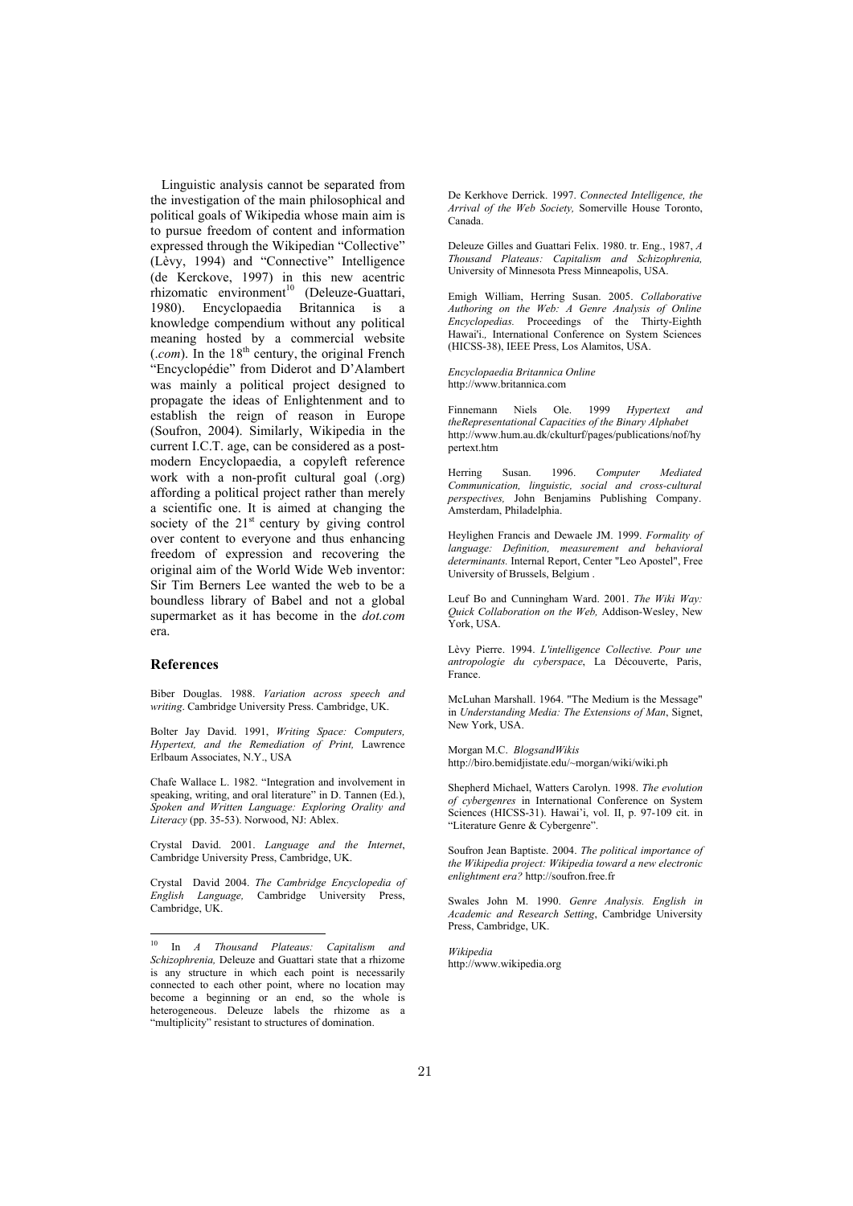Linguistic analysis cannot be separated from the investigation of the main philosophical and political goals of Wikipedia whose main aim is to pursue freedom of content and information expressed through the Wikipedian "Collective" (Lèvy, 1994) and "Connective" Intelligence (de Kerckove, 1997) in this new acentric rhizomatic environment[10] (Deleuze-Guattari, 1980). Encyclopaedia Britannica is a knowledge compendium without any political meaning hosted by a commercial website (*.com*). In the 18th century, the original French "Encyclopédie" from Diderot and D'Alambert was mainly a political project designed to propagate the ideas of Enlightenment and to establish the reign of reason in Europe (Soufron, 2004). Similarly, Wikipedia in the current I.C.T. age, can be considered as a post-modern Encyclopaedia, a copyleft reference work with a non-profit cultural goal (.org) affording a political project rather than merely a scientific one. It is aimed at changing the society of the 21st century by giving control over content to everyone and thus enhancing freedom of expression and recovering the original aim of the World Wide Web inventor: Sir Tim Berners Lee wanted the web to be a boundless library of Babel and not a global supermarket as it has become in the *dot.com* era.

## References

Biber Douglas. 1988. *Variation across speech and writing*. Cambridge University Press. Cambridge, UK.

Bolter Jay David. 1991, *Writing Space: Computers, Hypertext, and the Remediation of Print,* Lawrence Erlbaum Associates, N.Y., USA

Chafe Wallace L. 1982. "Integration and involvement in speaking, writing, and oral literature" in D. Tannen (Ed.), *Spoken and Written Language: Exploring Orality and Literacy* (pp. 35-53). Norwood, NJ: Ablex.

Crystal David. 2001. *Language and the Internet*, Cambridge University Press, Cambridge, UK.

Crystal David 2004. *The Cambridge Encyclopedia of English Language,* Cambridge University Press, Cambridge, UK.

De Kerkhove Derrick. 1997. *Connected Intelligence, the Arrival of the Web Society,* Somerville House Toronto, Canada.

Deleuze Gilles and Guattari Felix. 1980. tr. Eng., 1987, *A Thousand Plateaus: Capitalism and Schizophrenia,* University of Minnesota Press Minneapolis, USA.

Emigh William, Herring Susan. 2005. *Collaborative Authoring on the Web: A Genre Analysis of Online Encyclopedias.* Proceedings of the Thirty-Eighth Hawai'i., International Conference on System Sciences (HICSS-38), IEEE Press, Los Alamitos, USA.

*Encyclopaedia Britannica Online* http://www.britannica.com

Finnemann Niels Ole. 1999 *Hypertext and theRepresentational Capacities of the Binary Alphabet* http://www.hum.au.dk/ckulturf/pages/publications/nof/hypertext.htm

Herring Susan. 1996. *Computer Mediated Communication, linguistic, social and cross-cultural perspectives,* John Benjamins Publishing Company. Amsterdam, Philadelphia.

Heylighen Francis and Dewaele JM. 1999. *Formality of language: Definition, measurement and behavioral determinants.* Internal Report, Center "Leo Apostel", Free University of Brussels, Belgium .

Leuf Bo and Cunningham Ward. 2001. *The Wiki Way: Quick Collaboration on the Web,* Addison-Wesley, New York, USA.

Lèvy Pierre. 1994. *L'intelligence Collective. Pour une antropologie du cyberspace*, La Découverte, Paris, France.

McLuhan Marshall. 1964. "The Medium is the Message" in *Understanding Media: The Extensions of Man*, Signet, New York, USA.

Morgan M.C. *BlogsandWikis* http://biro.bemidjistate.edu/~morgan/wiki/wiki.ph

Shepherd Michael, Watters Carolyn. 1998. *The evolution of cybergenres* in International Conference on System Sciences (HICSS-31). Hawai'i, vol. II, p. 97-109 cit. in "Literature Genre & Cybergenre".

Soufron Jean Baptiste. 2004. *The political importance of the Wikipedia project: Wikipedia toward a new electronic enlightment era?* http://soufron.free.fr

Swales John M. 1990. *Genre Analysis. English in Academic and Research Setting*, Cambridge University Press, Cambridge, UK.

*Wikipedia* http://www.wikipedia.org

---

[10] In *A Thousand Plateaus: Capitalism and Schizophrenia,* Deleuze and Guattari state that a rhizome is any structure in which each point is necessarily connected to each other point, where no location may become a beginning or an end, so the whole is heterogeneous. Deleuze labels the rhizome as a "multiplicity" resistant to structures of domination.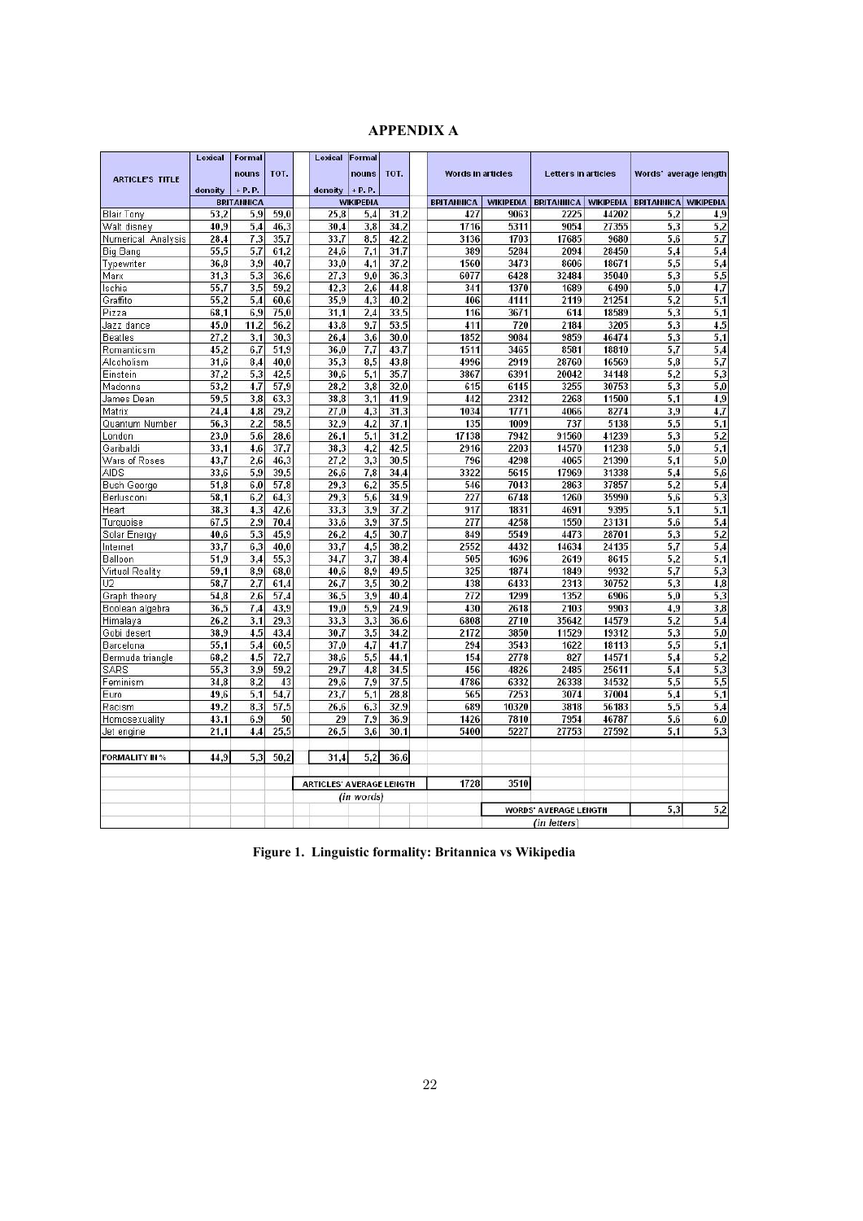# APPENDIX A

| ARTICLE'S TITLE | Lexical density | Formal nouns + P. P. | TOT. | Lexical density | Formal nouns + P. P. | TOT. | Words in articles | | Letters in articles | | Words' average length | |
|---|---|---|---|---|---|---|---|---|---|---|---|---|
| | BRITANNICA | | | WIKIPEDIA | | | BRITANNICA | WIKIPEDIA | BRITANNICA | WIKIPEDIA | BRITANNICA | WIKIPEDIA |
| Blair Tony | 53,2 | 5,9 | 59,0 | 25,8 | 5,4 | 31,2 | 427 | 9063 | 2225 | 44202 | 5,2 | 4,9 |
| Walt disney | 40,9 | 5,4 | 46,3 | 30,4 | 3,8 | 34,2 | 1716 | 5311 | 9054 | 27355 | 5,3 | 5,2 |
| Numerical Analysis | 28,4 | 7,3 | 35,7 | 33,7 | 8,5 | 42,2 | 3136 | 1703 | 17685 | 9680 | 5,6 | 5,7 |
| Big Bang | 55,5 | 5,7 | 61,2 | 24,6 | 7,1 | 31,7 | 389 | 5284 | 2094 | 28450 | 5,4 | 5,4 |
| Typewriter | 36,8 | 3,9 | 40,7 | 33,0 | 4,1 | 37,2 | 1560 | 3473 | 8606 | 18671 | 5,5 | 5,4 |
| Marx | 31,3 | 5,3 | 36,6 | 27,3 | 9,0 | 36,3 | 6077 | 6428 | 32484 | 35040 | 5,3 | 5,5 |
| Ischia | 55,7 | 3,5 | 59,2 | 42,3 | 2,6 | 44,8 | 341 | 1370 | 1689 | 6490 | 5,0 | 4,7 |
| Graffito | 55,2 | 5,4 | 60,6 | 35,9 | 4,3 | 40,2 | 406 | 4141 | 2119 | 21251 | 5,2 | 5,1 |
| Pizza | 68,1 | 6,9 | 75,0 | 31,1 | 2,4 | 33,5 | 116 | 3671 | 614 | 18589 | 5,3 | 5,1 |
| Jazz dance | 45,0 | 11,2 | 56,2 | 43,8 | 9,7 | 53,5 | 411 | 720 | 2184 | 3205 | 5,3 | 4,5 |
| Beatles | 27,2 | 3,1 | 30,3 | 26,4 | 3,6 | 30,0 | 1852 | 9084 | 9859 | 46474 | 5,3 | 5,1 |
| Romanticsm | 45,2 | 6,7 | 51,9 | 36,0 | 7,7 | 43,7 | 1511 | 3465 | 8581 | 18810 | 5,7 | 5,4 |
| Alcoholism | 31,6 | 8,4 | 40,0 | 35,3 | 8,5 | 43,8 | 4996 | 2919 | 28760 | 16569 | 5,8 | 5,7 |
| Einstein | 37,2 | 5,3 | 42,5 | 30,6 | 5,1 | 35,7 | 3867 | 6391 | 20042 | 34148 | 5,2 | 5,3 |
| Madonna | 53,2 | 4,7 | 57,9 | 28,2 | 3,8 | 32,0 | 615 | 6145 | 3255 | 30753 | 5,3 | 5,0 |
| James Dean | 59,5 | 3,8 | 63,3 | 38,8 | 3,1 | 41,9 | 442 | 2342 | 2268 | 11500 | 5,1 | 4,9 |
| Matrix | 24,4 | 4,8 | 29,2 | 27,0 | 4,3 | 31,3 | 1034 | 1771 | 4066 | 8274 | 3,9 | 4,7 |
| Quantum Number | 56,3 | 2,2 | 58,5 | 32,9 | 4,2 | 37,1 | 135 | 1009 | 737 | 5138 | 5,5 | 5,1 |
| London | 23,0 | 5,6 | 28,6 | 26,1 | 5,1 | 31,2 | 17138 | 7942 | 91560 | 41239 | 5,3 | 5,2 |
| Garibaldi | 33,1 | 4,6 | 37,7 | 38,3 | 4,2 | 42,5 | 2916 | 2203 | 14570 | 11238 | 5,0 | 5,1 |
| Wars of Roses | 43,7 | 2,6 | 46,3 | 27,2 | 3,3 | 30,5 | 796 | 4298 | 4065 | 21390 | 5,1 | 5,0 |
| AIDS | 33,6 | 5,9 | 39,5 | 26,6 | 7,8 | 34,4 | 3322 | 5615 | 17969 | 31338 | 5,4 | 5,6 |
| Bush George | 51,8 | 6,0 | 57,8 | 29,3 | 6,2 | 35,5 | 546 | 7043 | 2863 | 37857 | 5,2 | 5,4 |
| Berlusconi | 58,1 | 6,2 | 64,3 | 29,3 | 5,6 | 34,9 | 227 | 6748 | 1260 | 35990 | 5,6 | 5,3 |
| Heart | 38,3 | 4,3 | 42,6 | 33,3 | 3,9 | 37,2 | 917 | 1831 | 4691 | 9395 | 5,1 | 5,1 |
| Turquoise | 67,5 | 2,9 | 70,4 | 33,6 | 3,9 | 37,5 | 277 | 4258 | 1550 | 23131 | 5,6 | 5,4 |
| Solar Energy | 40,6 | 5,3 | 45,9 | 26,2 | 4,5 | 30,7 | 849 | 5549 | 4473 | 28701 | 5,3 | 5,2 |
| Internet | 33,7 | 6,3 | 40,0 | 33,7 | 4,5 | 38,2 | 2552 | 4432 | 14634 | 24135 | 5,7 | 5,4 |
| Balloon | 51,9 | 3,4 | 55,3 | 34,7 | 3,7 | 38,4 | 505 | 1696 | 2619 | 8615 | 5,2 | 5,1 |
| Virtual Reality | 59,1 | 8,9 | 68,0 | 40,6 | 8,9 | 49,5 | 325 | 1874 | 1849 | 9932 | 5,7 | 5,3 |
| U2 | 58,7 | 2,7 | 61,4 | 26,7 | 3,5 | 30,2 | 438 | 6433 | 2313 | 30752 | 5,3 | 4,8 |
| Graph theory | 54,8 | 2,6 | 57,4 | 36,5 | 3,9 | 40,4 | 272 | 1299 | 1352 | 6906 | 5,0 | 5,3 |
| Boolean algebra | 36,5 | 7,4 | 43,9 | 19,0 | 5,9 | 24,9 | 430 | 2618 | 2103 | 9903 | 4,9 | 3,8 |
| Himalaya | 26,2 | 3,1 | 29,3 | 33,3 | 3,3 | 36,6 | 6808 | 2710 | 35642 | 14579 | 5,2 | 5,4 |
| Gobi desert | 38,9 | 4,5 | 43,4 | 30,7 | 3,5 | 34,2 | 2172 | 3850 | 11529 | 19312 | 5,3 | 5,0 |
| Barcelona | 55,1 | 5,4 | 60,5 | 37,0 | 4,7 | 41,7 | 294 | 3543 | 1622 | 18113 | 5,5 | 5,1 |
| Bermuda triangle | 68,2 | 4,5 | 72,7 | 38,6 | 5,5 | 44,1 | 154 | 2778 | 827 | 14571 | 5,4 | 5,2 |
| SARS | 55,3 | 3,9 | 59,2 | 29,7 | 4,8 | 34,5 | 456 | 4826 | 2485 | 25611 | 5,4 | 5,3 |
| Feminism | 34,8 | 8,2 | 43 | 29,6 | 7,9 | 37,5 | 4786 | 6332 | 26338 | 34532 | 5,5 | 5,5 |
| Euro | 49,6 | 5,1 | 54,7 | 23,7 | 5,1 | 28,8 | 565 | 7253 | 3074 | 37004 | 5,4 | 5,1 |
| Racism | 49,2 | 8,3 | 57,5 | 26,6 | 6,3 | 32,9 | 689 | 10320 | 3818 | 56183 | 5,5 | 5,4 |
| Homosexuality | 43,1 | 6,9 | 50 | 29 | 7,9 | 36,9 | 1426 | 7810 | 7954 | 46787 | 5,6 | 6,0 |
| Jet engine | 21,1 | 4,4 | 25,5 | 26,5 | 3,6 | 30,1 | 5400 | 5227 | 27753 | 27592 | 5,1 | 5,3 |
| FORMALITY IN % | 44,9 | 5,3 | 50,2 | 31,4 | 5,2 | 36,6 | | | | | | |
| | | | | ARTICLES' AVERAGE LENGTH (in words) | | | 1728 | 3510 | | | | |
| | | | | | | | | | WORDS' AVERAGE LENGTH (in letters) | | 5,3 | 5,2 |

**Figure 1. Linguistic formality: Britannica vs Wikipedia**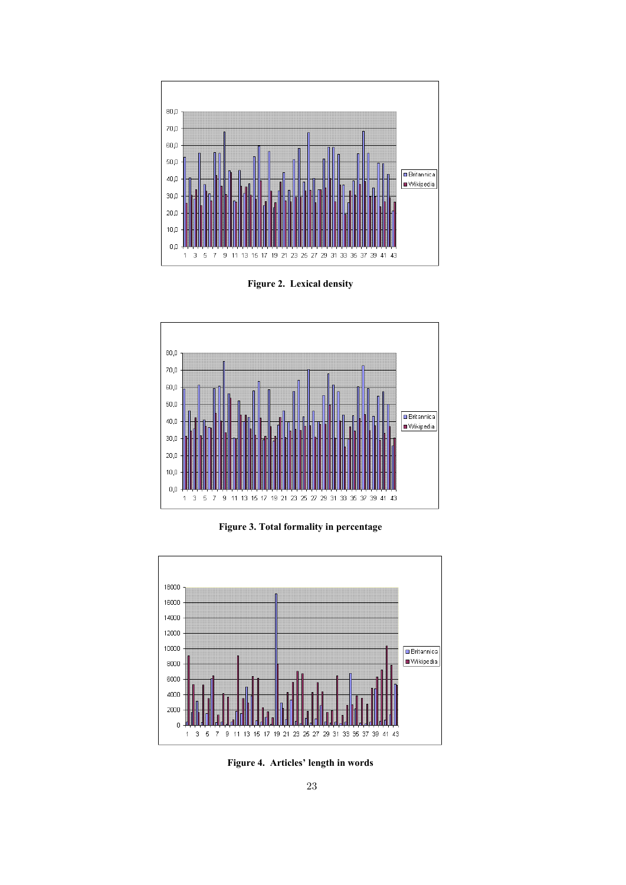80,0
70,0
60,0
50,0
40,0
30,0
20,0
10,0
0,0

1 3 5 7 9 11 13 15 17 19 21 23 25 27 29 31 33 35 37 39 41 43

Britannica
Wikipedia

**Figure 2. Lexical density**

80,0
70,0
60,0
50,0
40,0
30,0
20,0
10,0
0,0

1 3 5 7 9 11 13 15 17 19 21 23 25 27 29 31 33 35 37 39 41 43

Britannica
Wikipedia

**Figure 3. Total formality in percentage**

18000
16000
14000
12000
10000
8000
6000
4000
2000
0

1 3 5 7 9 11 13 15 17 19 21 23 25 27 29 31 33 35 37 39 41 43

Britannica
Wikipedia

**Figure 4. Articles' length in words**